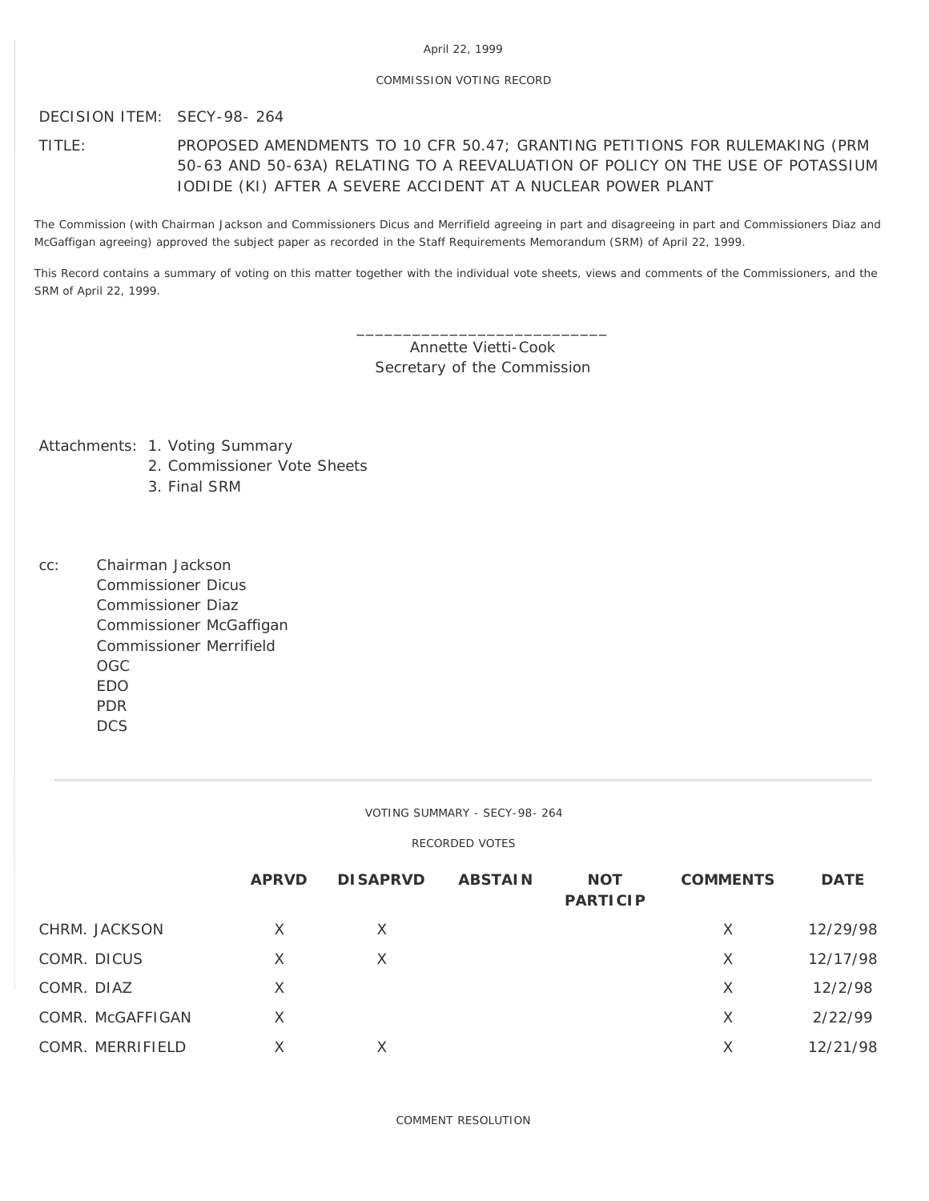April 22, 1999

COMMISSION VOTING RECORD

DECISION ITEM: SECY-98- 264

TITLE: PROPOSED AMENDMENTS TO 10 CFR 50.47; GRANTING PETITIONS FOR RULEMAKING (PRM 50-63 AND 50-63A) RELATING TO A REEVALUATION OF POLICY ON THE USE OF POTASSIUM IODIDE (KI) AFTER A SEVERE ACCIDENT AT A NUCLEAR POWER PLANT

The Commission (with Chairman Jackson and Commissioners Dicus and Merrifield agreeing in part and disagreeing in part and Commissioners Diaz and McGaffigan agreeing) approved the subject paper as recorded in the Staff Requirements Memorandum (SRM) of April 22, 1999.

This Record contains a summary of voting on this matter together with the individual vote sheets, views and comments of the Commissioners, and the SRM of April 22, 1999.

\_\_\_\_\_\_\_\_\_\_\_\_\_\_\_\_\_\_\_\_\_\_\_\_\_\_\_\_
Annette Vietti-Cook
Secretary of the Commission

Attachments:
1. Voting Summary
2. Commissioner Vote Sheets
3. Final SRM

cc:
- Chairman Jackson
- Commissioner Dicus
- Commissioner Diaz
- Commissioner McGaffigan
- Commissioner Merrifield
- OGC
- EDO
- PDR
- DCS

---

VOTING SUMMARY - SECY-98- 264

RECORDED VOTES

| | APRVD | DISAPRVD | ABSTAIN | NOT PARTICIP | COMMENTS | DATE |
|---|---|---|---|---|---|---|
| CHRM. JACKSON | X | X | | | X | 12/29/98 |
| COMR. DICUS | X | X | | | X | 12/17/98 |
| COMR. DIAZ | X | | | | X | 12/2/98 |
| COMR. McGAFFIGAN | X | | | | X | 2/22/99 |
| COMR. MERRIFIELD | X | X | | | X | 12/21/98 |

COMMENT RESOLUTION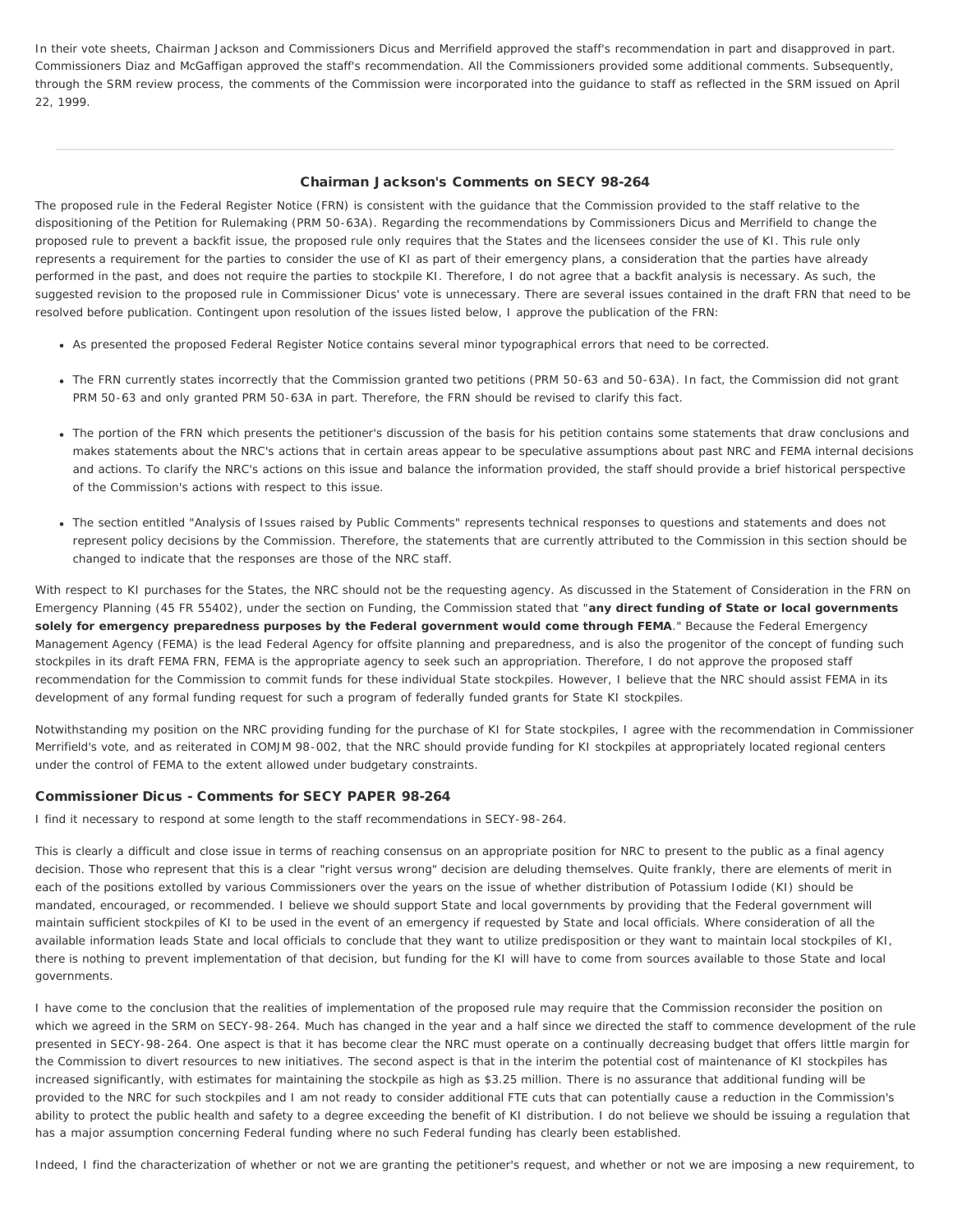In their vote sheets, Chairman Jackson and Commissioners Dicus and Merrifield approved the staff's recommendation in part and disapproved in part. Commissioners Diaz and McGaffigan approved the staff's recommendation. All the Commissioners provided some additional comments. Subsequently, through the SRM review process, the comments of the Commission were incorporated into the guidance to staff as reflected in the SRM issued on April 22, 1999.

---

### Chairman Jackson's Comments on SECY 98-264

The proposed rule in the Federal Register Notice (FRN) is consistent with the guidance that the Commission provided to the staff relative to the dispositioning of the Petition for Rulemaking (PRM 50-63A). Regarding the recommendations by Commissioners Dicus and Merrifield to change the proposed rule to prevent a backfit issue, the proposed rule only requires that the States and the licensees consider the use of KI. This rule only represents a requirement for the parties to consider the use of KI as part of their emergency plans, a consideration that the parties have already performed in the past, and does not require the parties to stockpile KI. Therefore, I do not agree that a backfit analysis is necessary. As such, the suggested revision to the proposed rule in Commissioner Dicus' vote is unnecessary. There are several issues contained in the draft FRN that need to be resolved before publication. Contingent upon resolution of the issues listed below, I approve the publication of the FRN:

- As presented the proposed Federal Register Notice contains several minor typographical errors that need to be corrected.
- The FRN currently states incorrectly that the Commission granted two petitions (PRM 50-63 and 50-63A). In fact, the Commission did not grant PRM 50-63 and only granted PRM 50-63A in part. Therefore, the FRN should be revised to clarify this fact.
- The portion of the FRN which presents the petitioner's discussion of the basis for his petition contains some statements that draw conclusions and makes statements about the NRC's actions that in certain areas appear to be speculative assumptions about past NRC and FEMA internal decisions and actions. To clarify the NRC's actions on this issue and balance the information provided, the staff should provide a brief historical perspective of the Commission's actions with respect to this issue.
- The section entitled "Analysis of Issues raised by Public Comments" represents technical responses to questions and statements and does not represent policy decisions by the Commission. Therefore, the statements that are currently attributed to the Commission in this section should be changed to indicate that the responses are those of the NRC staff.

With respect to KI purchases for the States, the NRC should not be the requesting agency. As discussed in the Statement of Consideration in the FRN on Emergency Planning (45 FR 55402), under the section on Funding, the Commission stated that "**any direct funding of State or local governments solely for emergency preparedness purposes by the Federal government would come through FEMA**." Because the Federal Emergency Management Agency (FEMA) is the lead Federal Agency for offsite planning and preparedness, and is also the progenitor of the concept of funding such stockpiles in its draft FEMA FRN, FEMA is the appropriate agency to seek such an appropriation. Therefore, I do not approve the proposed staff recommendation for the Commission to commit funds for these individual State stockpiles. However, I believe that the NRC should assist FEMA in its development of any formal funding request for such a program of federally funded grants for State KI stockpiles.

Notwithstanding my position on the NRC providing funding for the purchase of KI for State stockpiles, I agree with the recommendation in Commissioner Merrifield's vote, and as reiterated in COMJM 98-002, that the NRC should provide funding for KI stockpiles at appropriately located regional centers under the control of FEMA to the extent allowed under budgetary constraints.

### Commissioner Dicus - Comments for SECY PAPER 98-264

I find it necessary to respond at some length to the staff recommendations in SECY-98-264.

This is clearly a difficult and close issue in terms of reaching consensus on an appropriate position for NRC to present to the public as a final agency decision. Those who represent that this is a clear "right versus wrong" decision are deluding themselves. Quite frankly, there are elements of merit in each of the positions extolled by various Commissioners over the years on the issue of whether distribution of Potassium Iodide (KI) should be mandated, encouraged, or recommended. I believe we should support State and local governments by providing that the Federal government will maintain sufficient stockpiles of KI to be used in the event of an emergency if requested by State and local officials. Where consideration of all the available information leads State and local officials to conclude that they want to utilize predisposition or they want to maintain local stockpiles of KI, there is nothing to prevent implementation of that decision, but funding for the KI will have to come from sources available to those State and local governments.

I have come to the conclusion that the realities of implementation of the proposed rule may require that the Commission reconsider the position on which we agreed in the SRM on SECY-98-264. Much has changed in the year and a half since we directed the staff to commence development of the rule presented in SECY-98-264. One aspect is that it has become clear the NRC must operate on a continually decreasing budget that offers little margin for the Commission to divert resources to new initiatives. The second aspect is that in the interim the potential cost of maintenance of KI stockpiles has increased significantly, with estimates for maintaining the stockpile as high as $3.25 million. There is no assurance that additional funding will be provided to the NRC for such stockpiles and I am not ready to consider additional FTE cuts that can potentially cause a reduction in the Commission's ability to protect the public health and safety to a degree exceeding the benefit of KI distribution. I do not believe we should be issuing a regulation that has a major assumption concerning Federal funding where no such Federal funding has clearly been established.

Indeed, I find the characterization of whether or not we are granting the petitioner's request, and whether or not we are imposing a new requirement, to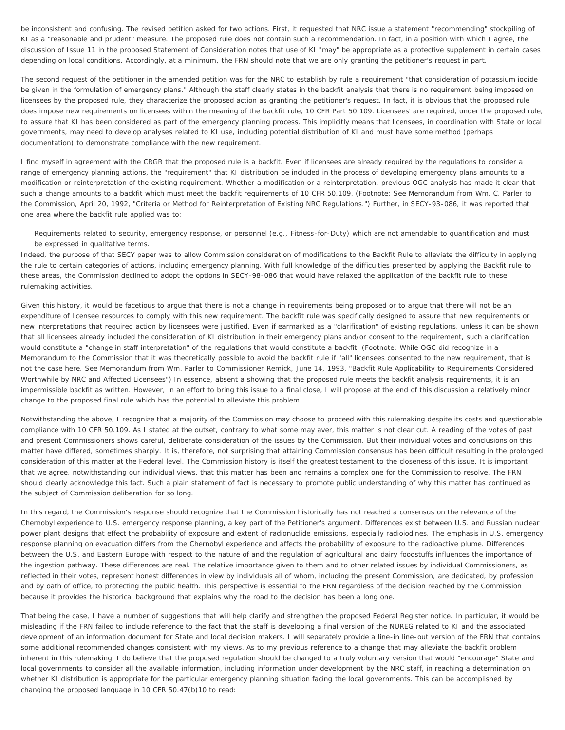be inconsistent and confusing. The revised petition asked for two actions. First, it requested that NRC issue a statement "recommending" stockpiling of KI as a "reasonable and prudent" measure. The proposed rule does not contain such a recommendation. In fact, in a position with which I agree, the discussion of Issue 11 in the proposed Statement of Consideration notes that use of KI "may" be appropriate as a protective supplement in certain cases depending on local conditions. Accordingly, at a minimum, the FRN should note that we are only granting the petitioner's request in part.

The second request of the petitioner in the amended petition was for the NRC to establish by rule a requirement "that consideration of potassium iodide be given in the formulation of emergency plans." Although the staff clearly states in the backfit analysis that there is no requirement being imposed on licensees by the proposed rule, they characterize the proposed action as granting the petitioner's request. In fact, it is obvious that the proposed rule does impose new requirements on licensees within the meaning of the backfit rule, 10 CFR Part 50.109. Licensees' are required, under the proposed rule, to assure that KI has been considered as part of the emergency planning process. This implicitly means that licensees, in coordination with State or local governments, may need to develop analyses related to KI use, including potential distribution of KI and must have some method (perhaps documentation) to demonstrate compliance with the new requirement.

I find myself in agreement with the CRGR that the proposed rule is a backfit. Even if licensees are already required by the regulations to consider a range of emergency planning actions, the "requirement" that KI distribution be included in the process of developing emergency plans amounts to a modification or reinterpretation of the existing requirement. Whether a modification or a reinterpretation, previous OGC analysis has made it clear that such a change amounts to a backfit which must meet the backfit requirements of 10 CFR 50.109. (Footnote: See Memorandum from Wm. C. Parler to the Commission, April 20, 1992, "Criteria or Method for Reinterpretation of Existing NRC Regulations.") Further, in SECY-93-086, it was reported that one area where the backfit rule applied was to:

> Requirements related to security, emergency response, or personnel (e.g., Fitness-for-Duty) which are not amendable to quantification and must be expressed in qualitative terms.

Indeed, the purpose of that SECY paper was to allow Commission consideration of modifications to the Backfit Rule to alleviate the difficulty in applying the rule to certain categories of actions, including emergency planning. With full knowledge of the difficulties presented by applying the Backfit rule to these areas, the Commission declined to adopt the options in SECY-98-086 that would have relaxed the application of the backfit rule to these rulemaking activities.

Given this history, it would be facetious to argue that there is not a change in requirements being proposed or to argue that there will not be an expenditure of licensee resources to comply with this new requirement. The backfit rule was specifically designed to assure that new requirements or new interpretations that required action by licensees were justified. Even if earmarked as a "clarification" of existing regulations, unless it can be shown that all licensees already included the consideration of KI distribution in their emergency plans and/or consent to the requirement, such a clarification would constitute a "change in staff interpretation" of the regulations that would constitute a backfit. (Footnote: While OGC did recognize in a Memorandum to the Commission that it was theoretically possible to avoid the backfit rule if "all" licensees consented to the new requirement, that is not the case here. See Memorandum from Wm. Parler to Commissioner Remick, June 14, 1993, "Backfit Rule Applicability to Requirements Considered Worthwhile by NRC and Affected Licensees") In essence, absent a showing that the proposed rule meets the backfit analysis requirements, it is an impermissible backfit as written. However, in an effort to bring this issue to a final close, I will propose at the end of this discussion a relatively minor change to the proposed final rule which has the potential to alleviate this problem.

Notwithstanding the above, I recognize that a majority of the Commission may choose to proceed with this rulemaking despite its costs and questionable compliance with 10 CFR 50.109. As I stated at the outset, contrary to what some may aver, this matter is not clear cut. A reading of the votes of past and present Commissioners shows careful, deliberate consideration of the issues by the Commission. But their individual votes and conclusions on this matter have differed, sometimes sharply. It is, therefore, not surprising that attaining Commission consensus has been difficult resulting in the prolonged consideration of this matter at the Federal level. The Commission history is itself the greatest testament to the closeness of this issue. It is important that we agree, notwithstanding our individual views, that this matter has been and remains a complex one for the Commission to resolve. The FRN should clearly acknowledge this fact. Such a plain statement of fact is necessary to promote public understanding of why this matter has continued as the subject of Commission deliberation for so long.

In this regard, the Commission's response should recognize that the Commission historically has not reached a consensus on the relevance of the Chernobyl experience to U.S. emergency response planning, a key part of the Petitioner's argument. Differences exist between U.S. and Russian nuclear power plant designs that effect the probability of exposure and extent of radionuclide emissions, especially radioiodines. The emphasis in U.S. emergency response planning on evacuation differs from the Chernobyl experience and affects the probability of exposure to the radioactive plume. Differences between the U.S. and Eastern Europe with respect to the nature of and the regulation of agricultural and dairy foodstuffs influences the importance of the ingestion pathway. These differences are real. The relative importance given to them and to other related issues by individual Commissioners, as reflected in their votes, represent honest differences in view by individuals all of whom, including the present Commission, are dedicated, by profession and by oath of office, to protecting the public health. This perspective is essential to the FRN regardless of the decision reached by the Commission because it provides the historical background that explains why the road to the decision has been a long one.

That being the case, I have a number of suggestions that will help clarify and strengthen the proposed Federal Register notice. In particular, it would be misleading if the FRN failed to include reference to the fact that the staff is developing a final version of the NUREG related to KI and the associated development of an information document for State and local decision makers. I will separately provide a line-in line-out version of the FRN that contains some additional recommended changes consistent with my views. As to my previous reference to a change that may alleviate the backfit problem inherent in this rulemaking, I do believe that the proposed regulation should be changed to a truly voluntary version that would "encourage" State and local governments to consider all the available information, including information under development by the NRC staff, in reaching a determination on whether KI distribution is appropriate for the particular emergency planning situation facing the local governments. This can be accomplished by changing the proposed language in 10 CFR 50.47(b)10 to read: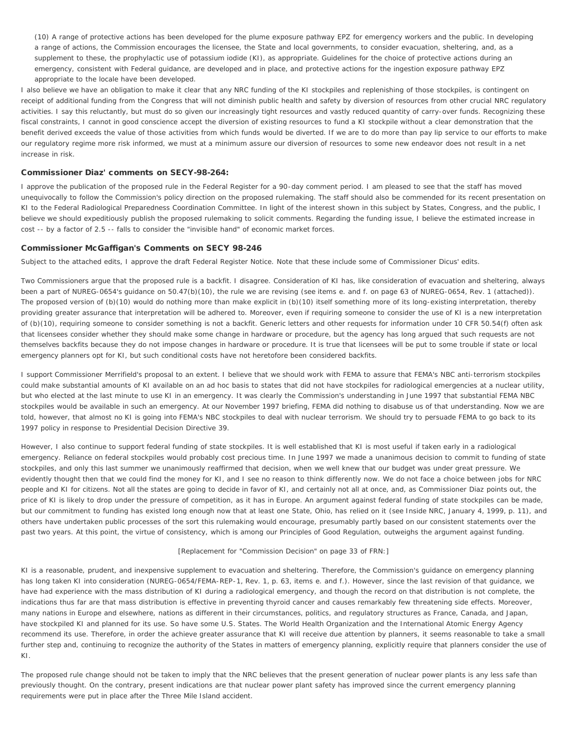(10) A range of protective actions has been developed for the plume exposure pathway EPZ for emergency workers and the public. In developing a range of actions, the Commission encourages the licensee, the State and local governments, to consider evacuation, sheltering, and, as a supplement to these, the prophylactic use of potassium iodide (KI), as appropriate. Guidelines for the choice of protective actions during an emergency, consistent with Federal guidance, are developed and in place, and protective actions for the ingestion exposure pathway EPZ appropriate to the locale have been developed.

I also believe we have an obligation to make it clear that any NRC funding of the KI stockpiles and replenishing of those stockpiles, is contingent on receipt of additional funding from the Congress that will not diminish public health and safety by diversion of resources from other crucial NRC regulatory activities. I say this reluctantly, but must do so given our increasingly tight resources and vastly reduced quantity of carry-over funds. Recognizing these fiscal constraints, I cannot in good conscience accept the diversion of existing resources to fund a KI stockpile without a clear demonstration that the benefit derived exceeds the value of those activities from which funds would be diverted. If we are to do more than pay lip service to our efforts to make our regulatory regime more risk informed, we must at a minimum assure our diversion of resources to some new endeavor does not result in a net increase in risk.

### Commissioner Diaz' comments on SECY-98-264:

I approve the publication of the proposed rule in the Federal Register for a 90-day comment period. I am pleased to see that the staff has moved unequivocally to follow the Commission's policy direction on the proposed rulemaking. The staff should also be commended for its recent presentation on KI to the Federal Radiological Preparedness Coordination Committee. In light of the interest shown in this subject by States, Congress, and the public, I believe we should expeditiously publish the proposed rulemaking to solicit comments. Regarding the funding issue, I believe the estimated increase in cost -- by a factor of 2.5 -- falls to consider the "invisible hand" of economic market forces.

### Commissioner McGaffigan's Comments on SECY 98-246

Subject to the attached edits, I approve the draft Federal Register Notice. Note that these include some of Commissioner Dicus' edits.

Two Commissioners argue that the proposed rule is a backfit. I disagree. Consideration of KI has, like consideration of evacuation and sheltering, always been a part of NUREG-0654's guidance on 50.47(b)(10), the rule we are revising (see items e. and f. on page 63 of NUREG-0654, Rev. 1 (attached)). The proposed version of (b)(10) would do nothing more than make explicit in (b)(10) itself something more of its long-existing interpretation, thereby providing greater assurance that interpretation will be adhered to. Moreover, even if requiring someone to consider the use of KI is a new interpretation of (b)(10), requiring someone to consider something is not a backfit. Generic letters and other requests for information under 10 CFR 50.54(f) often ask that licensees consider whether they should make some change in hardware or procedure, but the agency has long argued that such requests are not themselves backfits because they do not impose changes in hardware or procedure. It is true that licensees will be put to some trouble if state or local emergency planners opt for KI, but such conditional costs have not heretofore been considered backfits.

I support Commissioner Merrifield's proposal to an extent. I believe that we should work with FEMA to assure that FEMA's NBC anti-terrorism stockpiles could make substantial amounts of KI available on an ad hoc basis to states that did not have stockpiles for radiological emergencies at a nuclear utility, but who elected at the last minute to use KI in an emergency. It was clearly the Commission's understanding in June 1997 that substantial FEMA NBC stockpiles would be available in such an emergency. At our November 1997 briefing, FEMA did nothing to disabuse us of that understanding. Now we are told, however, that almost no KI is going into FEMA's NBC stockpiles to deal with nuclear terrorism. We should try to persuade FEMA to go back to its 1997 policy in response to Presidential Decision Directive 39.

However, I also continue to support federal funding of state stockpiles. It is well established that KI is most useful if taken early in a radiological emergency. Reliance on federal stockpiles would probably cost precious time. In June 1997 we made a unanimous decision to commit to funding of state stockpiles, and only this last summer we unanimously reaffirmed that decision, when we well knew that our budget was under great pressure. We evidently thought then that we could find the money for KI, and I see no reason to think differently now. We do not face a choice between jobs for NRC people and KI for citizens. Not all the states are going to decide in favor of KI, and certainly not all at once, and, as Commissioner Diaz points out, the price of KI is likely to drop under the pressure of competition, as it has in Europe. An argument against federal funding of state stockpiles can be made, but our commitment to funding has existed long enough now that at least one State, Ohio, has relied on it (see Inside NRC, January 4, 1999, p. 11), and others have undertaken public processes of the sort this rulemaking would encourage, presumably partly based on our consistent statements over the past two years. At this point, the virtue of consistency, which is among our Principles of Good Regulation, outweighs the argument against funding.

[Replacement for "Commission Decision" on page 33 of FRN:]

KI is a reasonable, prudent, and inexpensive supplement to evacuation and sheltering. Therefore, the Commission's guidance on emergency planning has long taken KI into consideration (NUREG-0654/FEMA-REP-1, Rev. 1, p. 63, items e. and f.). However, since the last revision of that guidance, we have had experience with the mass distribution of KI during a radiological emergency, and though the record on that distribution is not complete, the indications thus far are that mass distribution is effective in preventing thyroid cancer and causes remarkably few threatening side effects. Moreover, many nations in Europe and elsewhere, nations as different in their circumstances, politics, and regulatory structures as France, Canada, and Japan, have stockpiled KI and planned for its use. So have some U.S. States. The World Health Organization and the International Atomic Energy Agency recommend its use. Therefore, in order the achieve greater assurance that KI will receive due attention by planners, it seems reasonable to take a small further step and, continuing to recognize the authority of the States in matters of emergency planning, explicitly require that planners consider the use of KI.

The proposed rule change should not be taken to imply that the NRC believes that the present generation of nuclear power plants is any less safe than previously thought. On the contrary, present indications are that nuclear power plant safety has improved since the current emergency planning requirements were put in place after the Three Mile Island accident.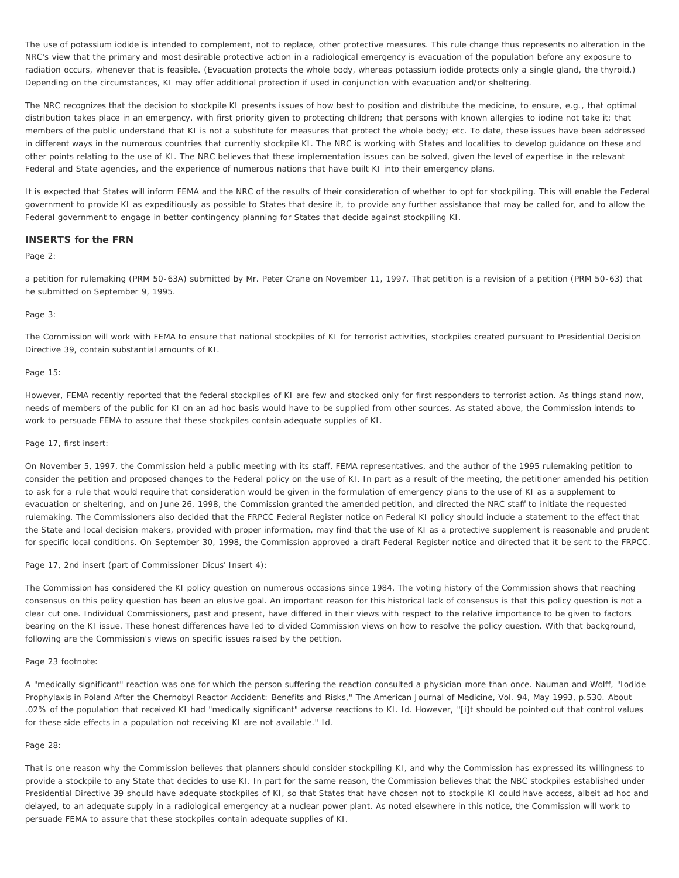The use of potassium iodide is intended to complement, not to replace, other protective measures. This rule change thus represents no alteration in the NRC's view that the primary and most desirable protective action in a radiological emergency is evacuation of the population before any exposure to radiation occurs, whenever that is feasible. (Evacuation protects the whole body, whereas potassium iodide protects only a single gland, the thyroid.) Depending on the circumstances, KI may offer additional protection if used in conjunction with evacuation and/or sheltering.

The NRC recognizes that the decision to stockpile KI presents issues of how best to position and distribute the medicine, to ensure, e.g., that optimal distribution takes place in an emergency, with first priority given to protecting children; that persons with known allergies to iodine not take it; that members of the public understand that KI is not a substitute for measures that protect the whole body; etc. To date, these issues have been addressed in different ways in the numerous countries that currently stockpile KI. The NRC is working with States and localities to develop guidance on these and other points relating to the use of KI. The NRC believes that these implementation issues can be solved, given the level of expertise in the relevant Federal and State agencies, and the experience of numerous nations that have built KI into their emergency plans.

It is expected that States will inform FEMA and the NRC of the results of their consideration of whether to opt for stockpiling. This will enable the Federal government to provide KI as expeditiously as possible to States that desire it, to provide any further assistance that may be called for, and to allow the Federal government to engage in better contingency planning for States that decide against stockpiling KI.

### INSERTS for the FRN

Page 2:

a petition for rulemaking (PRM 50-63A) submitted by Mr. Peter Crane on November 11, 1997. That petition is a revision of a petition (PRM 50-63) that he submitted on September 9, 1995.

Page 3:

The Commission will work with FEMA to ensure that national stockpiles of KI for terrorist activities, stockpiles created pursuant to Presidential Decision Directive 39, contain substantial amounts of KI.

Page 15:

However, FEMA recently reported that the federal stockpiles of KI are few and stocked only for first responders to terrorist action. As things stand now, needs of members of the public for KI on an ad hoc basis would have to be supplied from other sources. As stated above, the Commission intends to work to persuade FEMA to assure that these stockpiles contain adequate supplies of KI.

Page 17, first insert:

On November 5, 1997, the Commission held a public meeting with its staff, FEMA representatives, and the author of the 1995 rulemaking petition to consider the petition and proposed changes to the Federal policy on the use of KI. In part as a result of the meeting, the petitioner amended his petition to ask for a rule that would require that consideration would be given in the formulation of emergency plans to the use of KI as a supplement to evacuation or sheltering, and on June 26, 1998, the Commission granted the amended petition, and directed the NRC staff to initiate the requested rulemaking. The Commissioners also decided that the FRPCC Federal Register notice on Federal KI policy should include a statement to the effect that the State and local decision makers, provided with proper information, may find that the use of KI as a protective supplement is reasonable and prudent for specific local conditions. On September 30, 1998, the Commission approved a draft Federal Register notice and directed that it be sent to the FRPCC.

Page 17, 2nd insert (part of Commissioner Dicus' Insert 4):

The Commission has considered the KI policy question on numerous occasions since 1984. The voting history of the Commission shows that reaching consensus on this policy question has been an elusive goal. An important reason for this historical lack of consensus is that this policy question is not a clear cut one. Individual Commissioners, past and present, have differed in their views with respect to the relative importance to be given to factors bearing on the KI issue. These honest differences have led to divided Commission views on how to resolve the policy question. With that background, following are the Commission's views on specific issues raised by the petition.

Page 23 footnote:

A "medically significant" reaction was one for which the person suffering the reaction consulted a physician more than once. Nauman and Wolff, "Iodide Prophylaxis in Poland After the Chernobyl Reactor Accident: Benefits and Risks," The American Journal of Medicine, Vol. 94, May 1993, p.530. About .02% of the population that received KI had "medically significant" adverse reactions to KI. Id. However, "[i]t should be pointed out that control values for these side effects in a population not receiving KI are not available." Id.

Page 28:

That is one reason why the Commission believes that planners should consider stockpiling KI, and why the Commission has expressed its willingness to provide a stockpile to any State that decides to use KI. In part for the same reason, the Commission believes that the NBC stockpiles established under Presidential Directive 39 should have adequate stockpiles of KI, so that States that have chosen not to stockpile KI could have access, albeit ad hoc and delayed, to an adequate supply in a radiological emergency at a nuclear power plant. As noted elsewhere in this notice, the Commission will work to persuade FEMA to assure that these stockpiles contain adequate supplies of KI.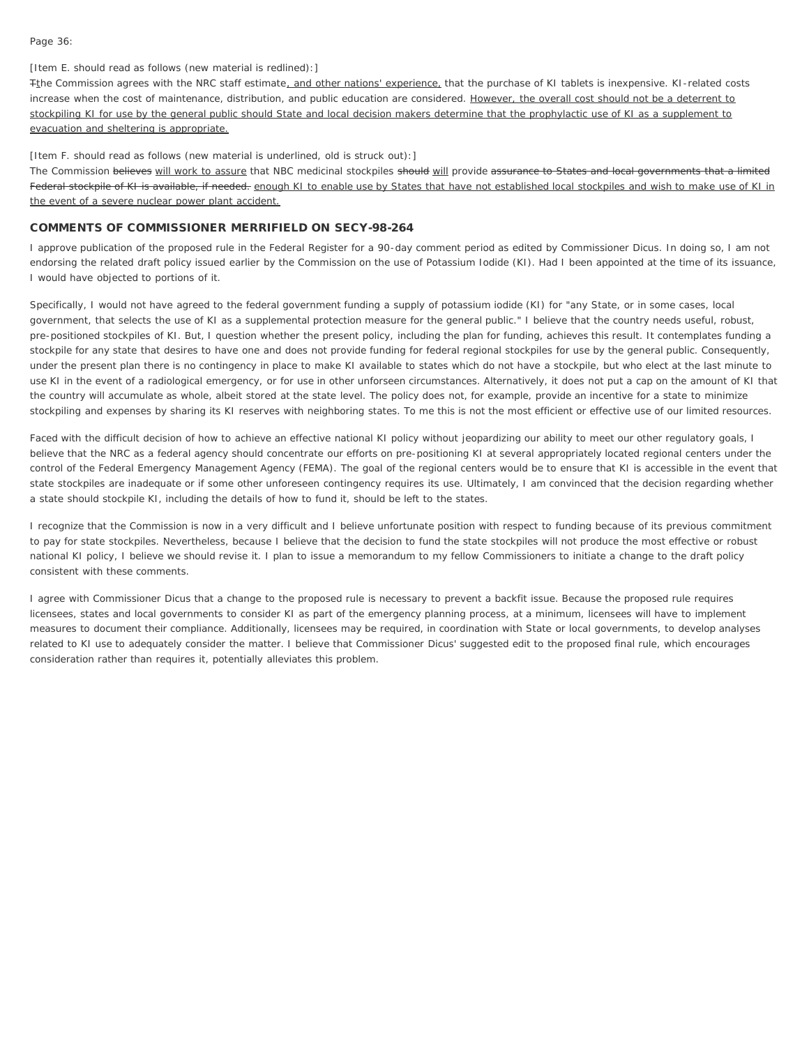Page 36:

[Item E. should read as follows (new material is redlined):]

~~T~~<u>t</u>he Commission agrees with the NRC staff estimate<u>, and other nations' experience,</u> that the purchase of KI tablets is inexpensive. KI-related costs increase when the cost of maintenance, distribution, and public education are considered. <u>However, the overall cost should not be a deterrent to stockpiling KI for use by the general public should State and local decision makers determine that the prophylactic use of KI as a supplement to evacuation and sheltering is appropriate.</u>

[Item F. should read as follows (new material is underlined, old is struck out):]

The Commission ~~believes~~ <u>will work to assure</u> that NBC medicinal stockpiles ~~should~~ <u>will</u> provide ~~assurance to States and local governments that a limited Federal stockpile of KI is available, if needed.~~ <u>enough KI to enable use by States that have not established local stockpiles and wish to make use of KI in the event of a severe nuclear power plant accident.</u>

## COMMENTS OF COMMISSIONER MERRIFIELD ON SECY-98-264

I approve publication of the proposed rule in the Federal Register for a 90-day comment period as edited by Commissioner Dicus. In doing so, I am not endorsing the related draft policy issued earlier by the Commission on the use of Potassium Iodide (KI). Had I been appointed at the time of its issuance, I would have objected to portions of it.

Specifically, I would not have agreed to the federal government funding a supply of potassium iodide (KI) for "any State, or in some cases, local government, that selects the use of KI as a supplemental protection measure for the general public." I believe that the country needs useful, robust, pre-positioned stockpiles of KI. But, I question whether the present policy, including the plan for funding, achieves this result. It contemplates funding a stockpile for any state that desires to have one and does not provide funding for federal regional stockpiles for use by the general public. Consequently, under the present plan there is no contingency in place to make KI available to states which do not have a stockpile, but who elect at the last minute to use KI in the event of a radiological emergency, or for use in other unforseen circumstances. Alternatively, it does not put a cap on the amount of KI that the country will accumulate as whole, albeit stored at the state level. The policy does not, for example, provide an incentive for a state to minimize stockpiling and expenses by sharing its KI reserves with neighboring states. To me this is not the most efficient or effective use of our limited resources.

Faced with the difficult decision of how to achieve an effective national KI policy without jeopardizing our ability to meet our other regulatory goals, I believe that the NRC as a federal agency should concentrate our efforts on pre-positioning KI at several appropriately located regional centers under the control of the Federal Emergency Management Agency (FEMA). The goal of the regional centers would be to ensure that KI is accessible in the event that state stockpiles are inadequate or if some other unforeseen contingency requires its use. Ultimately, I am convinced that the decision regarding whether a state should stockpile KI, including the details of how to fund it, should be left to the states.

I recognize that the Commission is now in a very difficult and I believe unfortunate position with respect to funding because of its previous commitment to pay for state stockpiles. Nevertheless, because I believe that the decision to fund the state stockpiles will not produce the most effective or robust national KI policy, I believe we should revise it. I plan to issue a memorandum to my fellow Commissioners to initiate a change to the draft policy consistent with these comments.

I agree with Commissioner Dicus that a change to the proposed rule is necessary to prevent a backfit issue. Because the proposed rule requires licensees, states and local governments to consider KI as part of the emergency planning process, at a minimum, licensees will have to implement measures to document their compliance. Additionally, licensees may be required, in coordination with State or local governments, to develop analyses related to KI use to adequately consider the matter. I believe that Commissioner Dicus' suggested edit to the proposed final rule, which encourages consideration rather than requires it, potentially alleviates this problem.